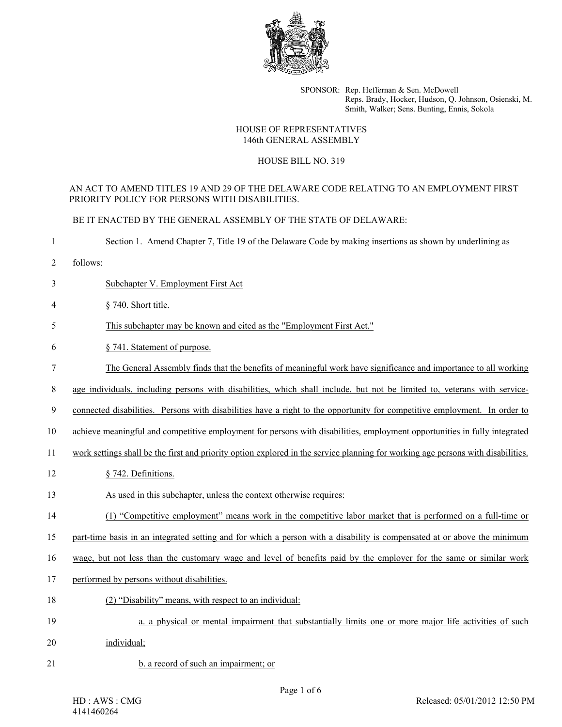SPONSOR: Rep. Heffernan & Sen. McDowell
Reps. Brady, Hocker, Hudson, Q. Johnson, Osienski, M. Smith, Walker; Sens. Bunting, Ennis, Sokola

HOUSE OF REPRESENTATIVES
146th GENERAL ASSEMBLY

HOUSE BILL NO. 319

AN ACT TO AMEND TITLES 19 AND 29 OF THE DELAWARE CODE RELATING TO AN EMPLOYMENT FIRST PRIORITY POLICY FOR PERSONS WITH DISABILITIES.

BE IT ENACTED BY THE GENERAL ASSEMBLY OF THE STATE OF DELAWARE:

1 Section 1. Amend Chapter 7, Title 19 of the Delaware Code by making insertions as shown by underlining as
2 follows:

3 <u>Subchapter V. Employment First Act</u>

4 <u>§ 740. Short title.</u>

5 <u>This subchapter may be known and cited as the "Employment First Act."</u>

6 <u>§ 741. Statement of purpose.</u>

7 <u>The General Assembly finds that the benefits of meaningful work have significance and importance to all working</u>
8 <u>age individuals, including persons with disabilities, which shall include, but not be limited to, veterans with service-</u>
9 <u>connected disabilities. Persons with disabilities have a right to the opportunity for competitive employment. In order to</u>
10 <u>achieve meaningful and competitive employment for persons with disabilities, employment opportunities in fully integrated</u>
11 <u>work settings shall be the first and priority option explored in the service planning for working age persons with disabilities.</u>

12 <u>§ 742. Definitions.</u>

13 <u>As used in this subchapter, unless the context otherwise requires:</u>

14 <u>(1) "Competitive employment" means work in the competitive labor market that is performed on a full-time or</u>
15 <u>part-time basis in an integrated setting and for which a person with a disability is compensated at or above the minimum</u>
16 <u>wage, but not less than the customary wage and level of benefits paid by the employer for the same or similar work</u>
17 <u>performed by persons without disabilities.</u>

18 <u>(2) "Disability" means, with respect to an individual:</u>

19 <u>a. a physical or mental impairment that substantially limits one or more major life activities of such</u>
20 <u>individual;</u>

21 <u>b. a record of such an impairment; or</u>

HD : AWS : CMG
4141460264

Released: 05/01/2012 12:50 PM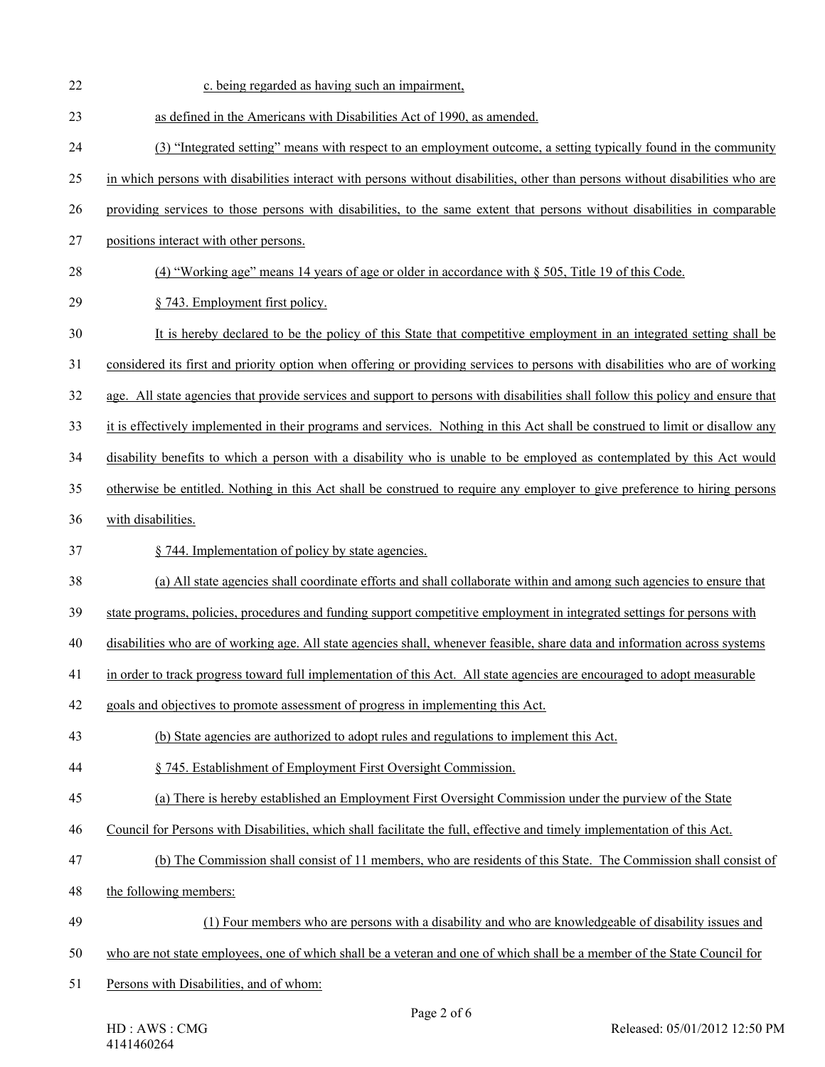c. being regarded as having such an impairment,

as defined in the Americans with Disabilities Act of 1990, as amended.

(3) "Integrated setting" means with respect to an employment outcome, a setting typically found in the community in which persons with disabilities interact with persons without disabilities, other than persons without disabilities who are providing services to those persons with disabilities, to the same extent that persons without disabilities in comparable positions interact with other persons.

(4) "Working age" means 14 years of age or older in accordance with § 505, Title 19 of this Code.

§ 743. Employment first policy.

It is hereby declared to be the policy of this State that competitive employment in an integrated setting shall be considered its first and priority option when offering or providing services to persons with disabilities who are of working age. All state agencies that provide services and support to persons with disabilities shall follow this policy and ensure that it is effectively implemented in their programs and services. Nothing in this Act shall be construed to limit or disallow any disability benefits to which a person with a disability who is unable to be employed as contemplated by this Act would otherwise be entitled. Nothing in this Act shall be construed to require any employer to give preference to hiring persons with disabilities.

§ 744. Implementation of policy by state agencies.

(a) All state agencies shall coordinate efforts and shall collaborate within and among such agencies to ensure that state programs, policies, procedures and funding support competitive employment in integrated settings for persons with disabilities who are of working age. All state agencies shall, whenever feasible, share data and information across systems in order to track progress toward full implementation of this Act. All state agencies are encouraged to adopt measurable goals and objectives to promote assessment of progress in implementing this Act.

(b) State agencies are authorized to adopt rules and regulations to implement this Act.

§ 745. Establishment of Employment First Oversight Commission.

(a) There is hereby established an Employment First Oversight Commission under the purview of the State Council for Persons with Disabilities, which shall facilitate the full, effective and timely implementation of this Act.

(b) The Commission shall consist of 11 members, who are residents of this State. The Commission shall consist of the following members:

(1) Four members who are persons with a disability and who are knowledgeable of disability issues and who are not state employees, one of which shall be a veteran and one of which shall be a member of the State Council for Persons with Disabilities, and of whom: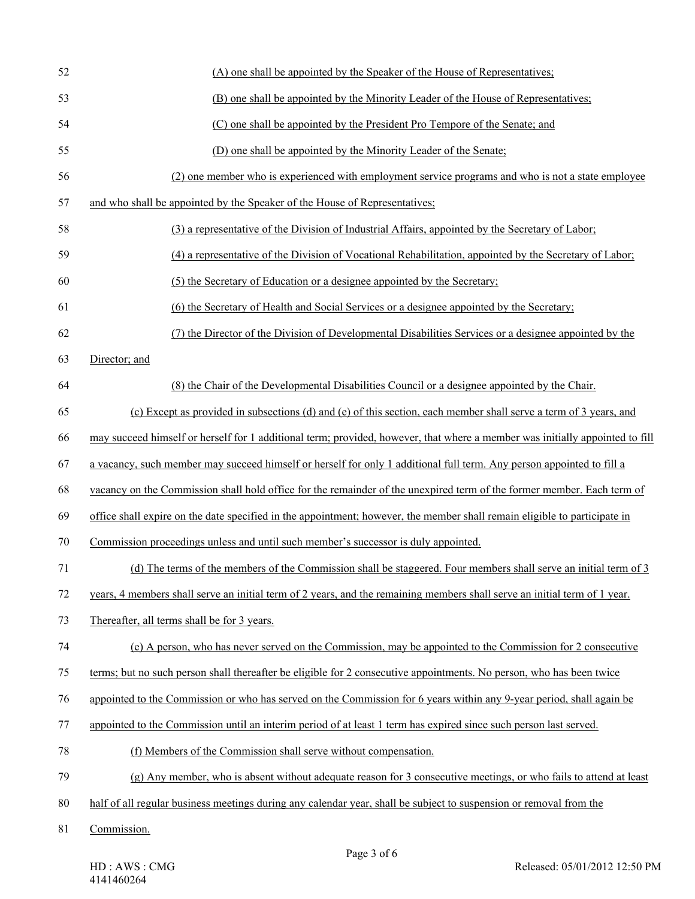(A) one shall be appointed by the Speaker of the House of Representatives;

(B) one shall be appointed by the Minority Leader of the House of Representatives;

(C) one shall be appointed by the President Pro Tempore of the Senate; and

(D) one shall be appointed by the Minority Leader of the Senate;

(2) one member who is experienced with employment service programs and who is not a state employee and who shall be appointed by the Speaker of the House of Representatives;

(3) a representative of the Division of Industrial Affairs, appointed by the Secretary of Labor;

(4) a representative of the Division of Vocational Rehabilitation, appointed by the Secretary of Labor;

(5) the Secretary of Education or a designee appointed by the Secretary;

(6) the Secretary of Health and Social Services or a designee appointed by the Secretary;

(7) the Director of the Division of Developmental Disabilities Services or a designee appointed by the Director; and

(8) the Chair of the Developmental Disabilities Council or a designee appointed by the Chair.

(c) Except as provided in subsections (d) and (e) of this section, each member shall serve a term of 3 years, and may succeed himself or herself for 1 additional term; provided, however, that where a member was initially appointed to fill a vacancy, such member may succeed himself or herself for only 1 additional full term. Any person appointed to fill a vacancy on the Commission shall hold office for the remainder of the unexpired term of the former member. Each term of office shall expire on the date specified in the appointment; however, the member shall remain eligible to participate in Commission proceedings unless and until such member's successor is duly appointed.

(d) The terms of the members of the Commission shall be staggered. Four members shall serve an initial term of 3 years, 4 members shall serve an initial term of 2 years, and the remaining members shall serve an initial term of 1 year. Thereafter, all terms shall be for 3 years.

(e) A person, who has never served on the Commission, may be appointed to the Commission for 2 consecutive terms; but no such person shall thereafter be eligible for 2 consecutive appointments. No person, who has been twice appointed to the Commission or who has served on the Commission for 6 years within any 9-year period, shall again be appointed to the Commission until an interim period of at least 1 term has expired since such person last served.

(f) Members of the Commission shall serve without compensation.

(g) Any member, who is absent without adequate reason for 3 consecutive meetings, or who fails to attend at least half of all regular business meetings during any calendar year, shall be subject to suspension or removal from the Commission.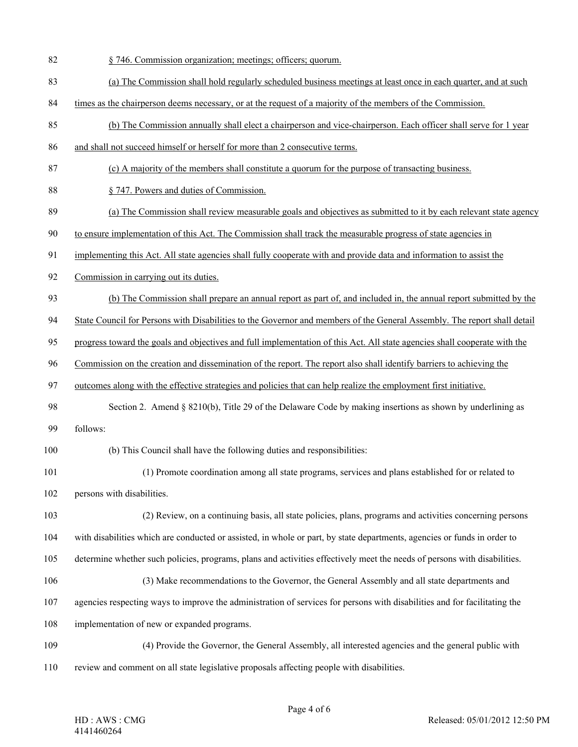§ 746. Commission organization; meetings; officers; quorum.

(a) The Commission shall hold regularly scheduled business meetings at least once in each quarter, and at such times as the chairperson deems necessary, or at the request of a majority of the members of the Commission.

(b) The Commission annually shall elect a chairperson and vice-chairperson. Each officer shall serve for 1 year and shall not succeed himself or herself for more than 2 consecutive terms.

(c) A majority of the members shall constitute a quorum for the purpose of transacting business.

§ 747. Powers and duties of Commission.

(a) The Commission shall review measurable goals and objectives as submitted to it by each relevant state agency to ensure implementation of this Act. The Commission shall track the measurable progress of state agencies in implementing this Act. All state agencies shall fully cooperate with and provide data and information to assist the Commission in carrying out its duties.

(b) The Commission shall prepare an annual report as part of, and included in, the annual report submitted by the State Council for Persons with Disabilities to the Governor and members of the General Assembly. The report shall detail progress toward the goals and objectives and full implementation of this Act. All state agencies shall cooperate with the Commission on the creation and dissemination of the report. The report also shall identify barriers to achieving the outcomes along with the effective strategies and policies that can help realize the employment first initiative.

Section 2. Amend § 8210(b), Title 29 of the Delaware Code by making insertions as shown by underlining as follows:

(b) This Council shall have the following duties and responsibilities:

(1) Promote coordination among all state programs, services and plans established for or related to persons with disabilities.

(2) Review, on a continuing basis, all state policies, plans, programs and activities concerning persons with disabilities which are conducted or assisted, in whole or part, by state departments, agencies or funds in order to determine whether such policies, programs, plans and activities effectively meet the needs of persons with disabilities.

(3) Make recommendations to the Governor, the General Assembly and all state departments and agencies respecting ways to improve the administration of services for persons with disabilities and for facilitating the implementation of new or expanded programs.

(4) Provide the Governor, the General Assembly, all interested agencies and the general public with review and comment on all state legislative proposals affecting people with disabilities.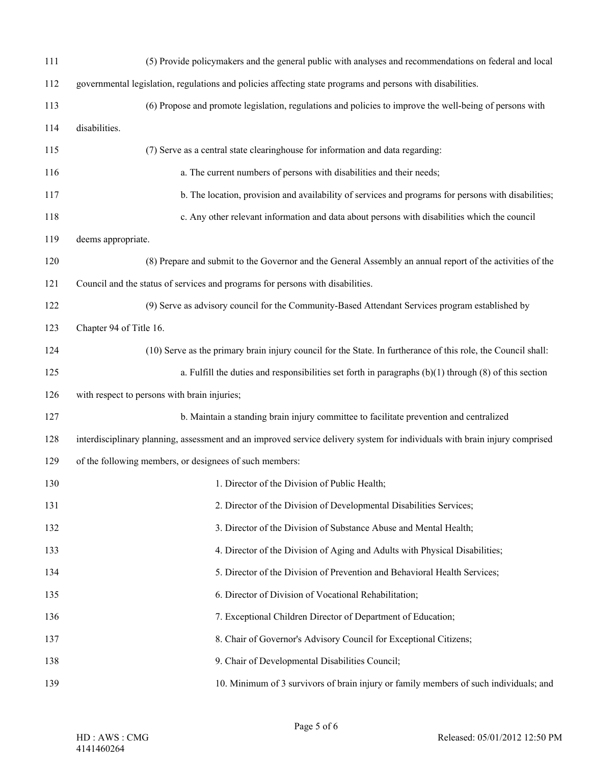(5) Provide policymakers and the general public with analyses and recommendations on federal and local governmental legislation, regulations and policies affecting state programs and persons with disabilities.

(6) Propose and promote legislation, regulations and policies to improve the well-being of persons with disabilities.

(7) Serve as a central state clearinghouse for information and data regarding:

a. The current numbers of persons with disabilities and their needs;

b. The location, provision and availability of services and programs for persons with disabilities;

c. Any other relevant information and data about persons with disabilities which the council deems appropriate.

(8) Prepare and submit to the Governor and the General Assembly an annual report of the activities of the Council and the status of services and programs for persons with disabilities.

(9) Serve as advisory council for the Community-Based Attendant Services program established by Chapter 94 of Title 16.

(10) Serve as the primary brain injury council for the State. In furtherance of this role, the Council shall:

a. Fulfill the duties and responsibilities set forth in paragraphs (b)(1) through (8) of this section with respect to persons with brain injuries;

b. Maintain a standing brain injury committee to facilitate prevention and centralized interdisciplinary planning, assessment and an improved service delivery system for individuals with brain injury comprised of the following members, or designees of such members:

1. Director of the Division of Public Health;

2. Director of the Division of Developmental Disabilities Services;

3. Director of the Division of Substance Abuse and Mental Health;

4. Director of the Division of Aging and Adults with Physical Disabilities;

5. Director of the Division of Prevention and Behavioral Health Services;

6. Director of Division of Vocational Rehabilitation;

7. Exceptional Children Director of Department of Education;

8. Chair of Governor's Advisory Council for Exceptional Citizens;

9. Chair of Developmental Disabilities Council;

10. Minimum of 3 survivors of brain injury or family members of such individuals; and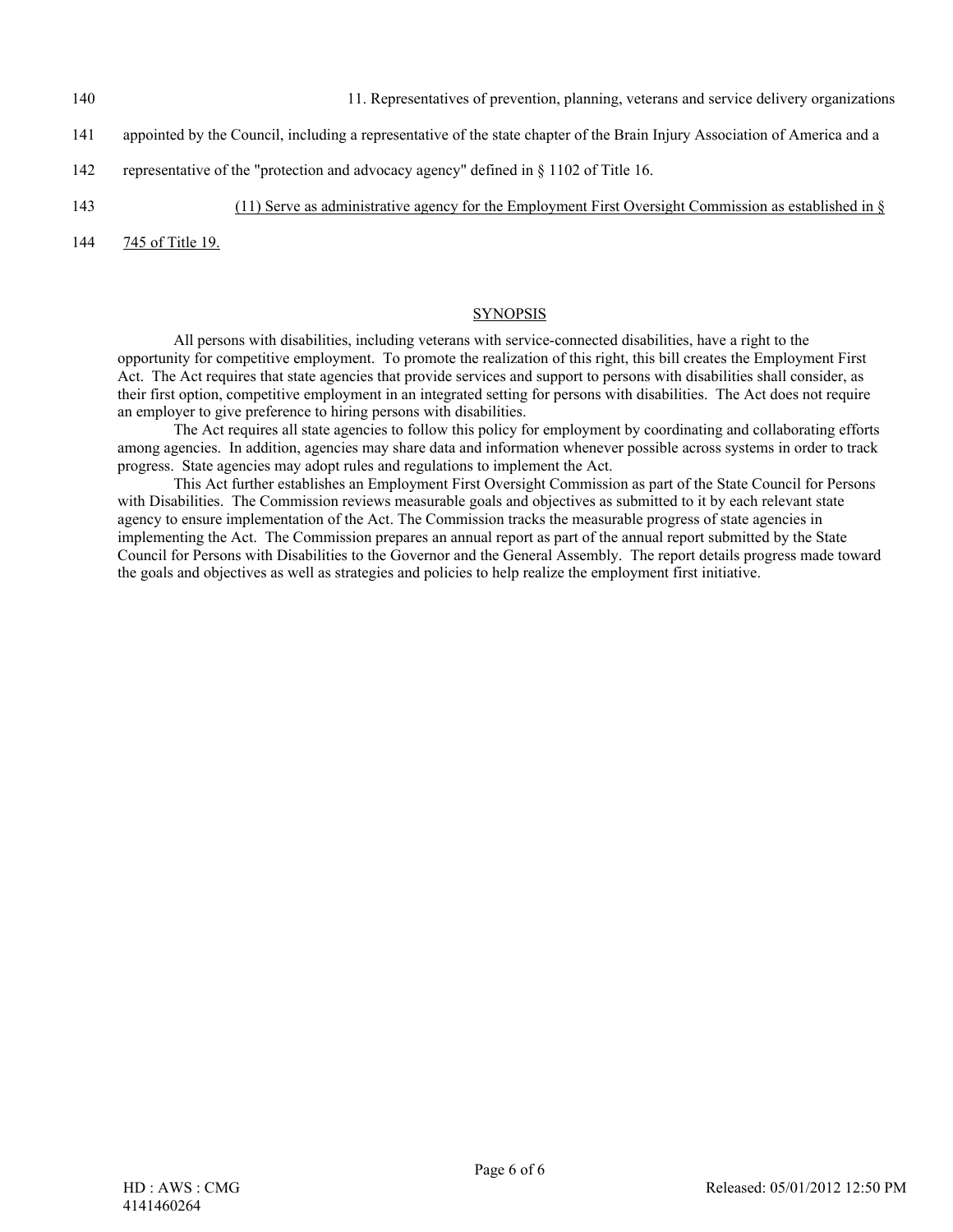140 11. Representatives of prevention, planning, veterans and service delivery organizations

141 appointed by the Council, including a representative of the state chapter of the Brain Injury Association of America and a

142 representative of the "protection and advocacy agency" defined in § 1102 of Title 16.

143 <u>(11) Serve as administrative agency for the Employment First Oversight Commission as established in §</u>

144 <u>745 of Title 19.</u>

## <u>SYNOPSIS</u>

All persons with disabilities, including veterans with service-connected disabilities, have a right to the opportunity for competitive employment. To promote the realization of this right, this bill creates the Employment First Act. The Act requires that state agencies that provide services and support to persons with disabilities shall consider, as their first option, competitive employment in an integrated setting for persons with disabilities. The Act does not require an employer to give preference to hiring persons with disabilities.

The Act requires all state agencies to follow this policy for employment by coordinating and collaborating efforts among agencies. In addition, agencies may share data and information whenever possible across systems in order to track progress. State agencies may adopt rules and regulations to implement the Act.

This Act further establishes an Employment First Oversight Commission as part of the State Council for Persons with Disabilities. The Commission reviews measurable goals and objectives as submitted to it by each relevant state agency to ensure implementation of the Act. The Commission tracks the measurable progress of state agencies in implementing the Act. The Commission prepares an annual report as part of the annual report submitted by the State Council for Persons with Disabilities to the Governor and the General Assembly. The report details progress made toward the goals and objectives as well as strategies and policies to help realize the employment first initiative.

HD : AWS : CMG
4141460264

Released: 05/01/2012 12:50 PM